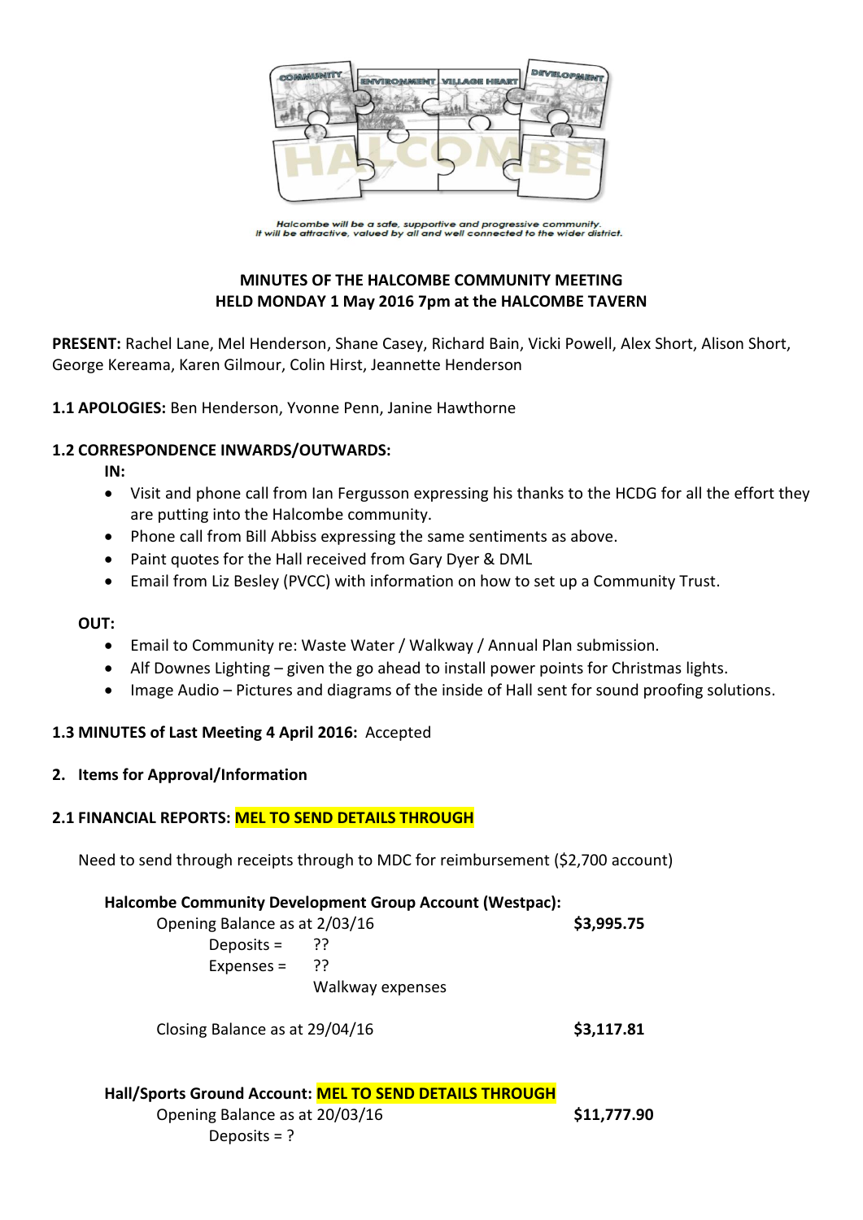Halcombe will be a safe, supportive and progressive community.
It will be attractive, valued by all and well connected to the wider district.

**MINUTES OF THE HALCOMBE COMMUNITY MEETING**
**HELD MONDAY 1 May 2016 7pm at the HALCOMBE TAVERN**

**PRESENT:** Rachel Lane, Mel Henderson, Shane Casey, Richard Bain, Vicki Powell, Alex Short, Alison Short, George Kereama, Karen Gilmour, Colin Hirst, Jeannette Henderson

**1.1 APOLOGIES:** Ben Henderson, Yvonne Penn, Janine Hawthorne

**1.2 CORRESPONDENCE INWARDS/OUTWARDS:**

**IN:**

- Visit and phone call from Ian Fergusson expressing his thanks to the HCDG for all the effort they are putting into the Halcombe community.
- Phone call from Bill Abbiss expressing the same sentiments as above.
- Paint quotes for the Hall received from Gary Dyer & DML
- Email from Liz Besley (PVCC) with information on how to set up a Community Trust.

**OUT:**

- Email to Community re: Waste Water / Walkway / Annual Plan submission.
- Alf Downes Lighting – given the go ahead to install power points for Christmas lights.
- Image Audio – Pictures and diagrams of the inside of Hall sent for sound proofing solutions.

**1.3 MINUTES of Last Meeting 4 April 2016:** Accepted

**2. Items for Approval/Information**

**2.1 FINANCIAL REPORTS: MEL TO SEND DETAILS THROUGH**

Need to send through receipts through to MDC for reimbursement ($2,700 account)

**Halcombe Community Development Group Account (Westpac):**

Opening Balance as at 2/03/16 **$3,995.75**

Deposits = ??

Expenses = ??

Walkway expenses

Closing Balance as at 29/04/16 **$3,117.81**

**Hall/Sports Ground Account: MEL TO SEND DETAILS THROUGH**

Opening Balance as at 20/03/16 **$11,777.90**

Deposits = ?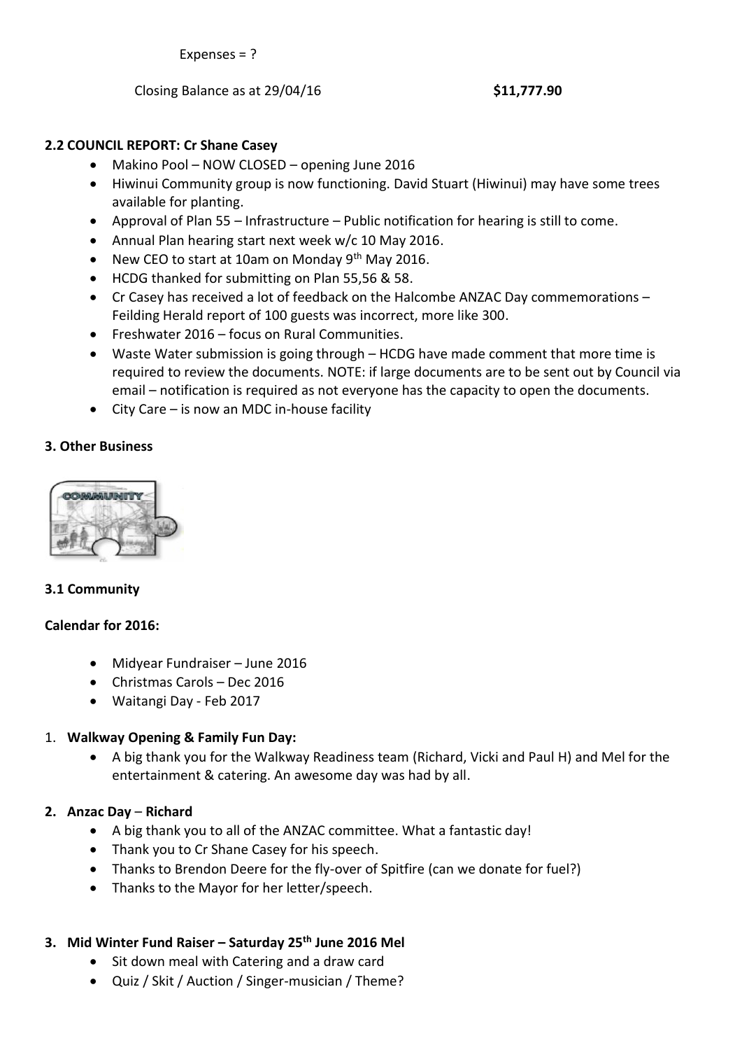Expenses = ?

Closing Balance as at 29/04/16 **$11,777.90**

**2.2 COUNCIL REPORT: Cr Shane Casey**

- Makino Pool – NOW CLOSED – opening June 2016
- Hiwinui Community group is now functioning. David Stuart (Hiwinui) may have some trees available for planting.
- Approval of Plan 55 – Infrastructure – Public notification for hearing is still to come.
- Annual Plan hearing start next week w/c 10 May 2016.
- New CEO to start at 10am on Monday 9th May 2016.
- HCDG thanked for submitting on Plan 55,56 & 58.
- Cr Casey has received a lot of feedback on the Halcombe ANZAC Day commemorations – Feilding Herald report of 100 guests was incorrect, more like 300.
- Freshwater 2016 – focus on Rural Communities.
- Waste Water submission is going through – HCDG have made comment that more time is required to review the documents. NOTE: if large documents are to be sent out by Council via email – notification is required as not everyone has the capacity to open the documents.
- City Care – is now an MDC in-house facility

**3. Other Business**

**3.1 Community**

**Calendar for 2016:**

- Midyear Fundraiser – June 2016
- Christmas Carols – Dec 2016
- Waitangi Day - Feb 2017

1. **Walkway Opening & Family Fun Day:**
   - A big thank you for the Walkway Readiness team (Richard, Vicki and Paul H) and Mel for the entertainment & catering. An awesome day was had by all.

2. **Anzac Day** – **Richard**
   - A big thank you to all of the ANZAC committee. What a fantastic day!
   - Thank you to Cr Shane Casey for his speech.
   - Thanks to Brendon Deere for the fly-over of Spitfire (can we donate for fuel?)
   - Thanks to the Mayor for her letter/speech.

3. **Mid Winter Fund Raiser – Saturday 25th June 2016 Mel**
   - Sit down meal with Catering and a draw card
   - Quiz / Skit / Auction / Singer-musician / Theme?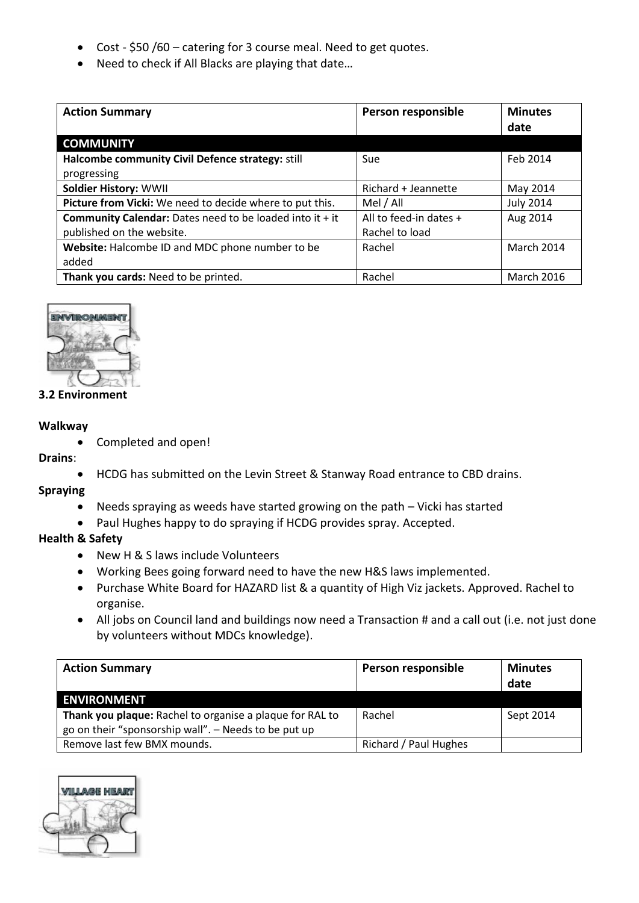- Cost - $50 /60 – catering for 3 course meal. Need to get quotes.
- Need to check if All Blacks are playing that date…

| Action Summary | Person responsible | Minutes date |
| --- | --- | --- |
| **COMMUNITY** | | |
| **Halcombe community Civil Defence strategy:** still progressing | Sue | Feb 2014 |
| **Soldier History:** WWII | Richard + Jeannette | May 2014 |
| **Picture from Vicki:** We need to decide where to put this. | Mel / All | July 2014 |
| **Community Calendar:** Dates need to be loaded into it + it published on the website. | All to feed-in dates + Rachel to load | Aug 2014 |
| **Website:** Halcombe ID and MDC phone number to be added | Rachel | March 2014 |
| **Thank you cards:** Need to be printed. | Rachel | March 2016 |

**3.2 Environment**

**Walkway**

- Completed and open!

**Drains**:

- HCDG has submitted on the Levin Street & Stanway Road entrance to CBD drains.

**Spraying**

- Needs spraying as weeds have started growing on the path – Vicki has started
- Paul Hughes happy to do spraying if HCDG provides spray. Accepted.

**Health & Safety**

- New H & S laws include Volunteers
- Working Bees going forward need to have the new H&S laws implemented.
- Purchase White Board for HAZARD list & a quantity of High Viz jackets. Approved. Rachel to organise.
- All jobs on Council land and buildings now need a Transaction # and a call out (i.e. not just done by volunteers without MDCs knowledge).

| Action Summary | Person responsible | Minutes date |
| --- | --- | --- |
| **ENVIRONMENT** | | |
| **Thank you plaque:** Rachel to organise a plaque for RAL to go on their "sponsorship wall". – Needs to be put up | Rachel | Sept 2014 |
| Remove last few BMX mounds. | Richard / Paul Hughes | |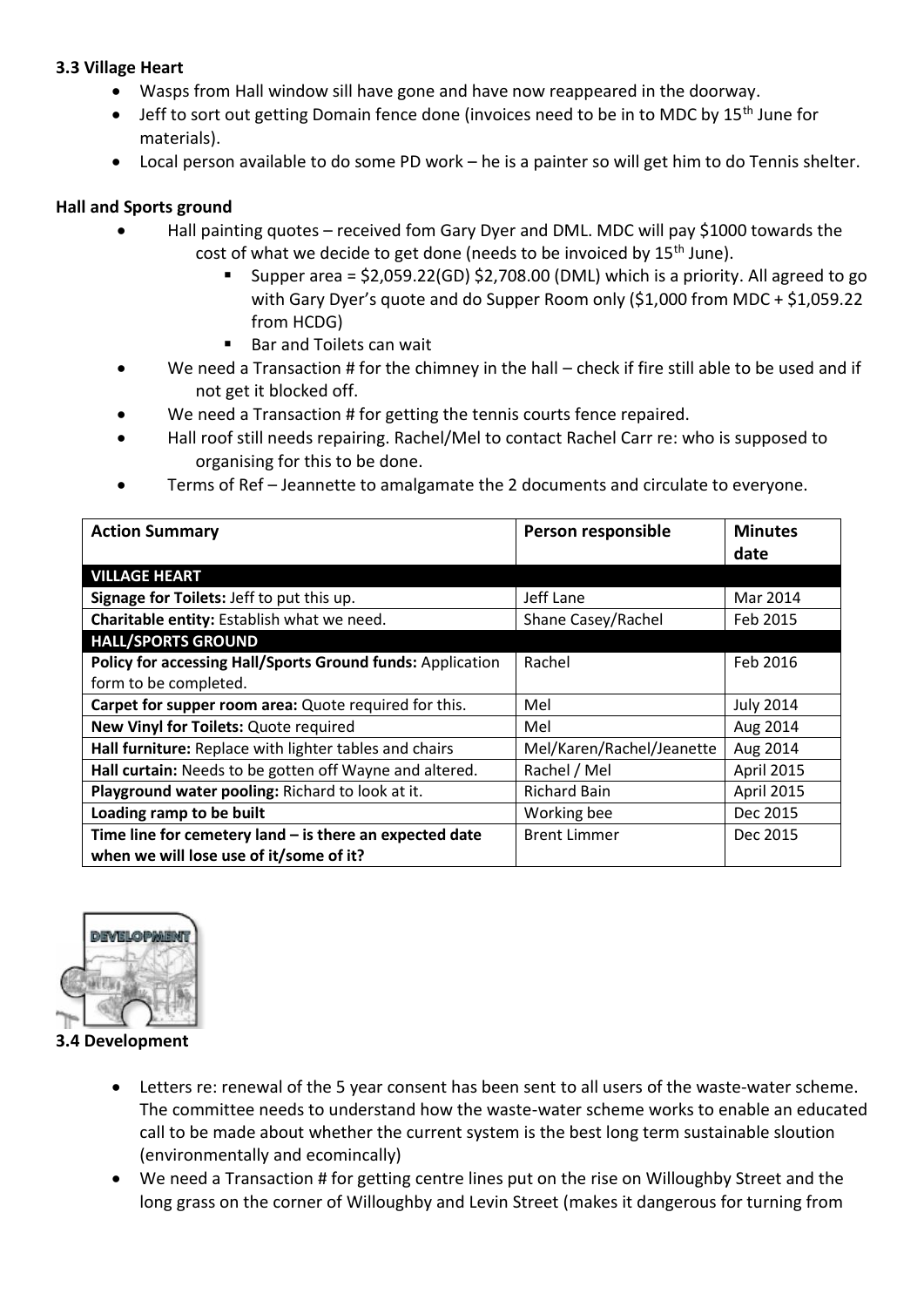### 3.3 Village Heart

- Wasps from Hall window sill have gone and have now reappeared in the doorway.
- Jeff to sort out getting Domain fence done (invoices need to be in to MDC by 15th June for materials).
- Local person available to do some PD work – he is a painter so will get him to do Tennis shelter.

### Hall and Sports ground

- Hall painting quotes – received fom Gary Dyer and DML. MDC will pay $1000 towards the cost of what we decide to get done (needs to be invoiced by 15th June).
  - Supper area = $2,059.22(GD) $2,708.00 (DML) which is a priority. All agreed to go with Gary Dyer's quote and do Supper Room only ($1,000 from MDC + $1,059.22 from HCDG)
  - Bar and Toilets can wait
- We need a Transaction # for the chimney in the hall – check if fire still able to be used and if not get it blocked off.
- We need a Transaction # for getting the tennis courts fence repaired.
- Hall roof still needs repairing. Rachel/Mel to contact Rachel Carr re: who is supposed to organising for this to be done.
- Terms of Ref – Jeannette to amalgamate the 2 documents and circulate to everyone.

| Action Summary | Person responsible | Minutes date |
|---|---|---|
| **VILLAGE HEART** | | |
| **Signage for Toilets:** Jeff to put this up. | Jeff Lane | Mar 2014 |
| **Charitable entity:** Establish what we need. | Shane Casey/Rachel | Feb 2015 |
| **HALL/SPORTS GROUND** | | |
| **Policy for accessing Hall/Sports Ground funds:** Application form to be completed. | Rachel | Feb 2016 |
| **Carpet for supper room area:** Quote required for this. | Mel | July 2014 |
| **New Vinyl for Toilets:** Quote required | Mel | Aug 2014 |
| **Hall furniture:** Replace with lighter tables and chairs | Mel/Karen/Rachel/Jeanette | Aug 2014 |
| **Hall curtain:** Needs to be gotten off Wayne and altered. | Rachel / Mel | April 2015 |
| **Playground water pooling:** Richard to look at it. | Richard Bain | April 2015 |
| **Loading ramp to be built** | Working bee | Dec 2015 |
| **Time line for cemetery land – is there an expected date when we will lose use of it/some of it?** | Brent Limmer | Dec 2015 |

### 3.4 Development

- Letters re: renewal of the 5 year consent has been sent to all users of the waste-water scheme. The committee needs to understand how the waste-water scheme works to enable an educated call to be made about whether the current system is the best long term sustainable sloution (environmentally and ecomincally)
- We need a Transaction # for getting centre lines put on the rise on Willoughby Street and the long grass on the corner of Willoughby and Levin Street (makes it dangerous for turning from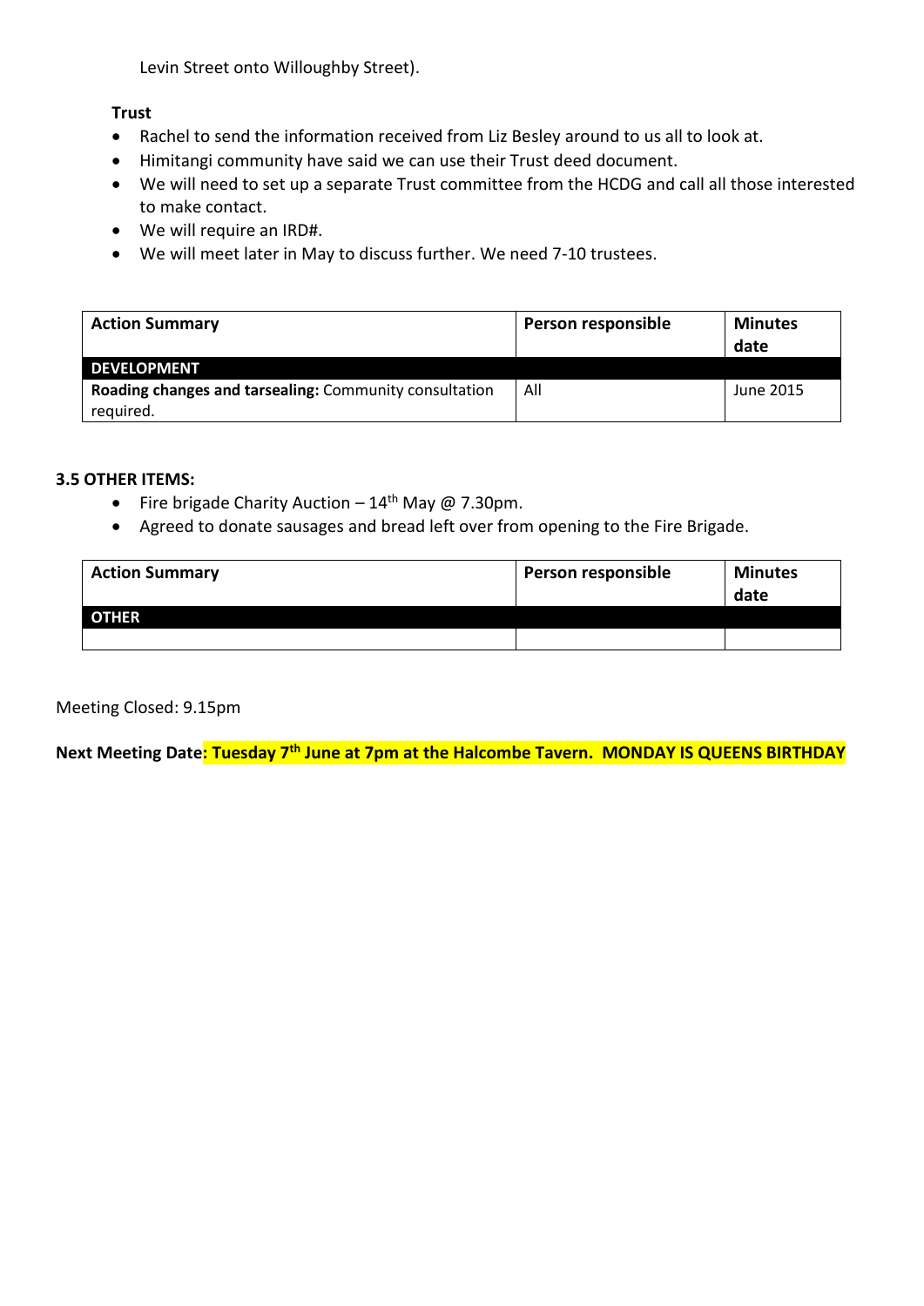Levin Street onto Willoughby Street).

**Trust**

- Rachel to send the information received from Liz Besley around to us all to look at.
- Himitangi community have said we can use their Trust deed document.
- We will need to set up a separate Trust committee from the HCDG and call all those interested to make contact.
- We will require an IRD#.
- We will meet later in May to discuss further. We need 7-10 trustees.

| Action Summary | Person responsible | Minutes date |
|---|---|---|
| **DEVELOPMENT** | | |
| **Roading changes and tarsealing:** Community consultation required. | All | June 2015 |

**3.5 OTHER ITEMS:**

- Fire brigade Charity Auction – 14th May @ 7.30pm.
- Agreed to donate sausages and bread left over from opening to the Fire Brigade.

| Action Summary | Person responsible | Minutes date |
|---|---|---|
| **OTHER** | | |
| | | |

Meeting Closed: 9.15pm

**Next Meeting Date: Tuesday 7th June at 7pm at the Halcombe Tavern. MONDAY IS QUEENS BIRTHDAY**